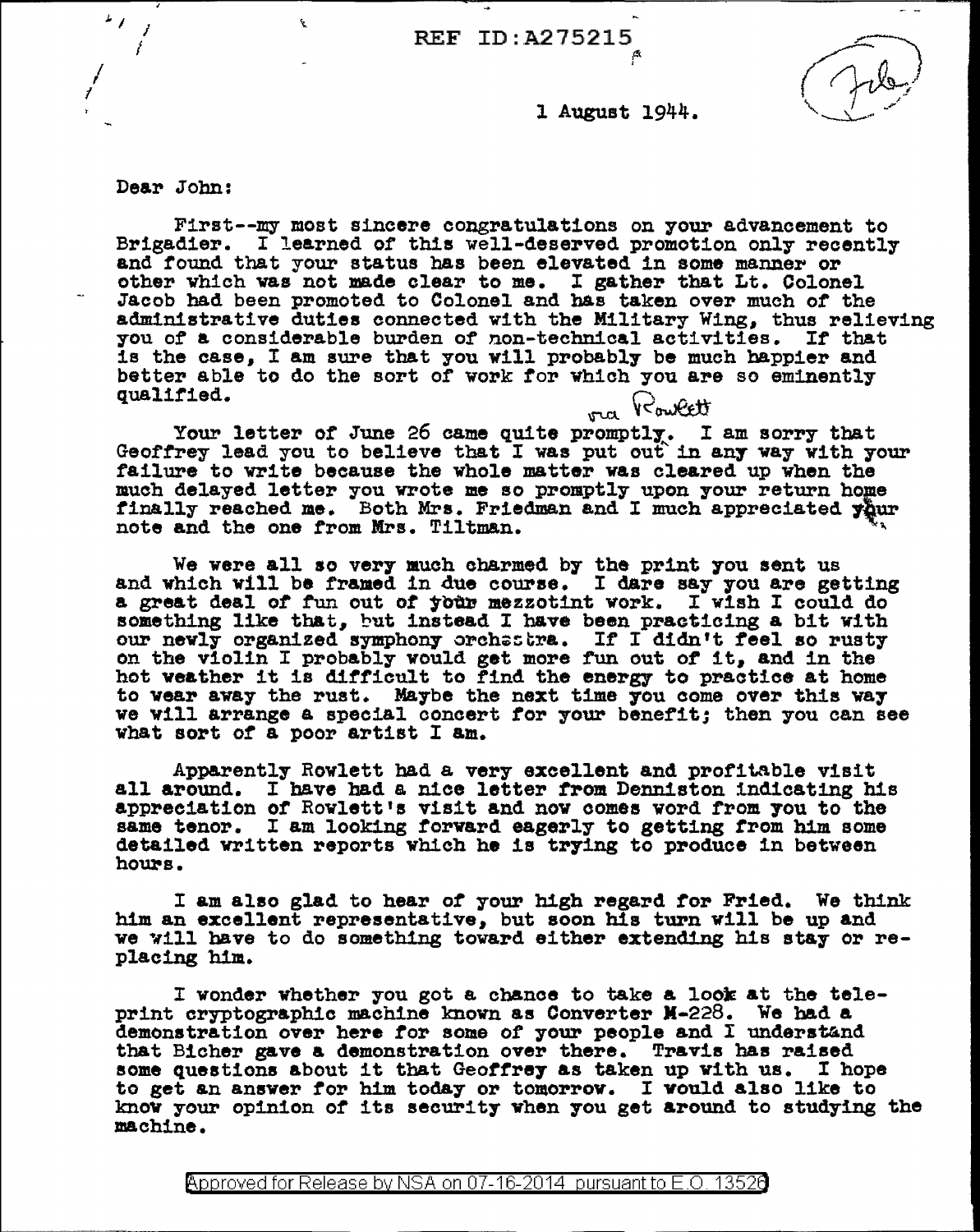REF ID:A275215

1 August 1944.

Dear John:

First--my most sincere congratulations on your advancement to Brigadier. I learned of this well-deserved promotion only recently and found that your status has been elevated in some manner or other which was not made clear to me. I gather that Lt. Colonel Jacob had been promoted to Colonel and has taken over much of the administrative duties connected with the Military Wing, thus relieving you of a considerable burden of non-technical activities. If that is the case, I am sure that you will probably be much happier and better able to do the sort of work for which you are so eminently qualified.

via Rowlett

Your letter of June 26 came quite promptly. I am sorry that Geoffrey lead you to believe that I was put out in any way with your failure to write because the whole matter was cleared up when the much delayed letter you wrote me so promptly upon your return home finally reached me. Both Mrs. Friedman and I much appreciated your note and the one from Mrs. Tiltman.

We were all so very much charmed by the print you sent us and which will be framed in due course. I dare say you are getting a great deal of fun out of your mezzotint work. I wish I could do something like that, but instead I have been practicing a bit with our newly organized symphony orchestra. If I didn't feel so rusty on the violin I probably would get more fun out of it, and in the hot weather it is difficult to find the energy to practice at home to wear away the rust. Maybe the next time you come over this way we will arrange a special concert for your benefit; then you can see what sort of a poor artist I am.

Apparently Rowlett had a very excellent and profitable visit all around. I have had a nice letter from Denniston indicating his appreciation of Rowlett's visit and now comes word from you to the same tenor. I am looking forward eagerly to getting from him some detailed written reports which he is trying to produce in between hours.

I am also glad to hear of your high regard for Fried. We think him an excellent representative, but soon his turn will be up and we will have to do something toward either extending his stay or replacing him.

I wonder whether you got a chance to take a look at the teleprint cryptographic machine known as Converter M-228. We had a demonstration over here for some of your people and I understand that Bicher gave a demonstration over there. Travis has raised some questions about it that Geoffrey as taken up with us. I hope to get an answer for him today or tomorrow. I would also like to know your opinion of its security when you get around to studying the machine.

Approved for Release by NSA on 07-16-2014 pursuant to E.O. 13526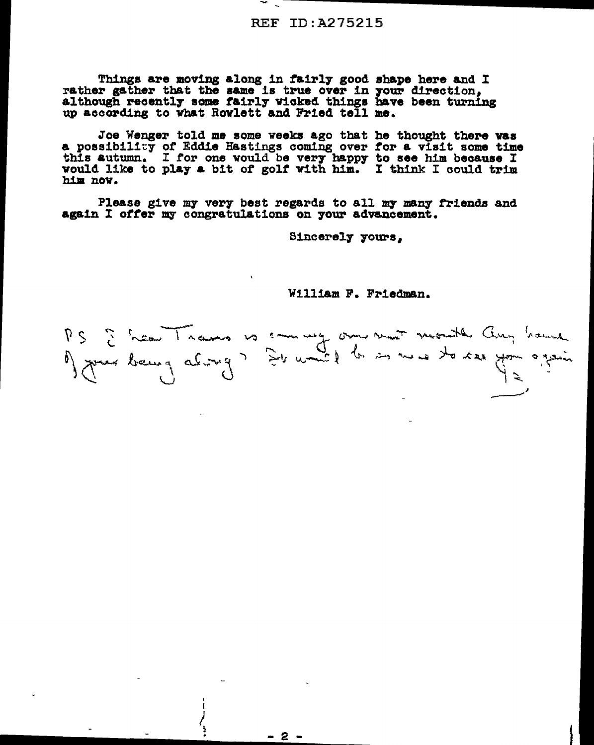Things are moving along in fairly good shape here and I rather gather that the same is true over in your direction, although recently some fairly wicked things have been turning up according to what Rowlett and Fried tell me.

Joe Wenger told me some weeks ago that he thought there was a possibility of Eddie Hastings coming over for a visit some time this autumn. I for one would be very happy to see him because I would like to play a bit of golf with him. I think I could trim him now.

Please give my very best regards to all my many friends and again I offer my congratulations on your advancement.

Sincerely yours,

William F. Friedman.

PS I hear Travis is coming over next month. Any chance of your being along? It would be fine to see you again.